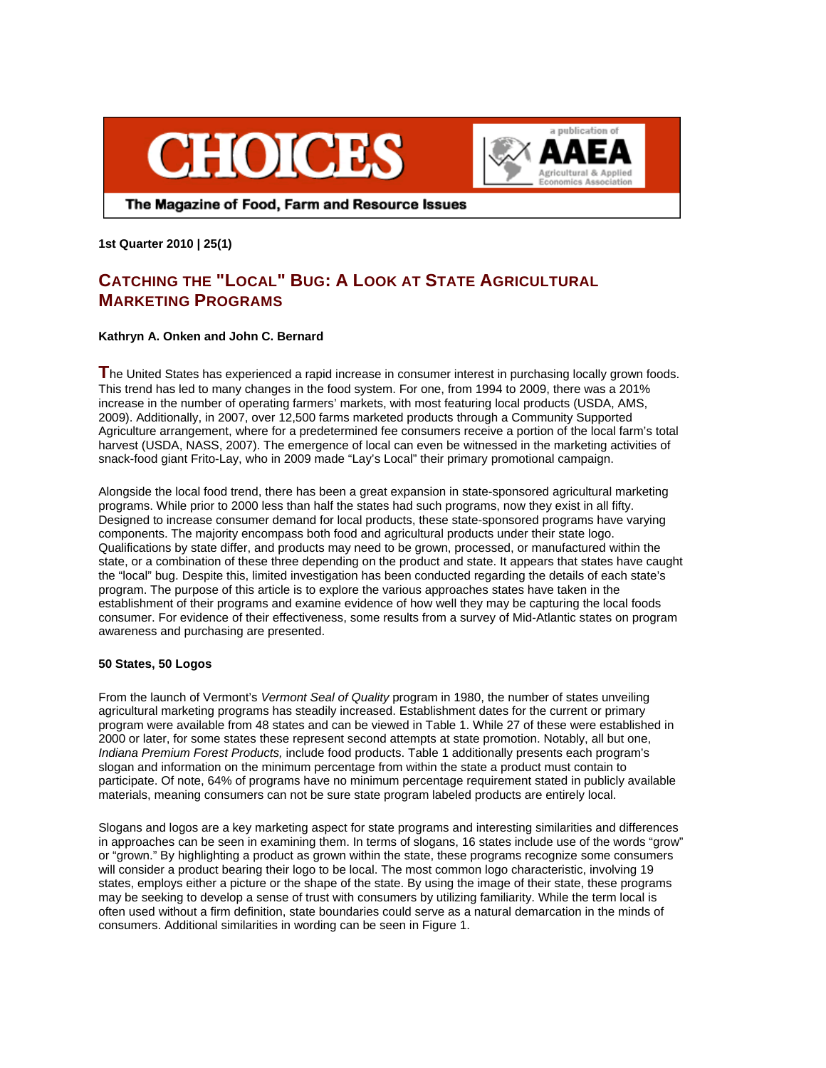# CHOICES

The Magazine of Food, Farm and Resource Issues

a publication of AAEA Agricultural & Applied Economics Association

**1st Quarter 2010 | 25(1)**

## Catching the "Local" Bug: A Look at State Agricultural Marketing Programs

**Kathryn A. Onken and John C. Bernard**

The United States has experienced a rapid increase in consumer interest in purchasing locally grown foods. This trend has led to many changes in the food system. For one, from 1994 to 2009, there was a 201% increase in the number of operating farmers' markets, with most featuring local products (USDA, AMS, 2009). Additionally, in 2007, over 12,500 farms marketed products through a Community Supported Agriculture arrangement, where for a predetermined fee consumers receive a portion of the local farm's total harvest (USDA, NASS, 2007). The emergence of local can even be witnessed in the marketing activities of snack-food giant Frito-Lay, who in 2009 made "Lay's Local" their primary promotional campaign.

Alongside the local food trend, there has been a great expansion in state-sponsored agricultural marketing programs. While prior to 2000 less than half the states had such programs, now they exist in all fifty. Designed to increase consumer demand for local products, these state-sponsored programs have varying components. The majority encompass both food and agricultural products under their state logo. Qualifications by state differ, and products may need to be grown, processed, or manufactured within the state, or a combination of these three depending on the product and state. It appears that states have caught the "local" bug. Despite this, limited investigation has been conducted regarding the details of each state's program. The purpose of this article is to explore the various approaches states have taken in the establishment of their programs and examine evidence of how well they may be capturing the local foods consumer. For evidence of their effectiveness, some results from a survey of Mid-Atlantic states on program awareness and purchasing are presented.

### 50 States, 50 Logos

From the launch of Vermont's *Vermont Seal of Quality* program in 1980, the number of states unveiling agricultural marketing programs has steadily increased. Establishment dates for the current or primary program were available from 48 states and can be viewed in Table 1. While 27 of these were established in 2000 or later, for some states these represent second attempts at state promotion. Notably, all but one, *Indiana Premium Forest Products,* include food products. Table 1 additionally presents each program's slogan and information on the minimum percentage from within the state a product must contain to participate. Of note, 64% of programs have no minimum percentage requirement stated in publicly available materials, meaning consumers can not be sure state program labeled products are entirely local.

Slogans and logos are a key marketing aspect for state programs and interesting similarities and differences in approaches can be seen in examining them. In terms of slogans, 16 states include use of the words "grow" or "grown." By highlighting a product as grown within the state, these programs recognize some consumers will consider a product bearing their logo to be local. The most common logo characteristic, involving 19 states, employ either a picture or the shape of the state. By using the image of their state, these programs may be seeking to develop a sense of trust with consumers by utilizing familiarity. While the term local is often used without a firm definition, state boundaries could serve as a natural demarcation in the minds of consumers. Additional similarities in wording can be seen in Figure 1.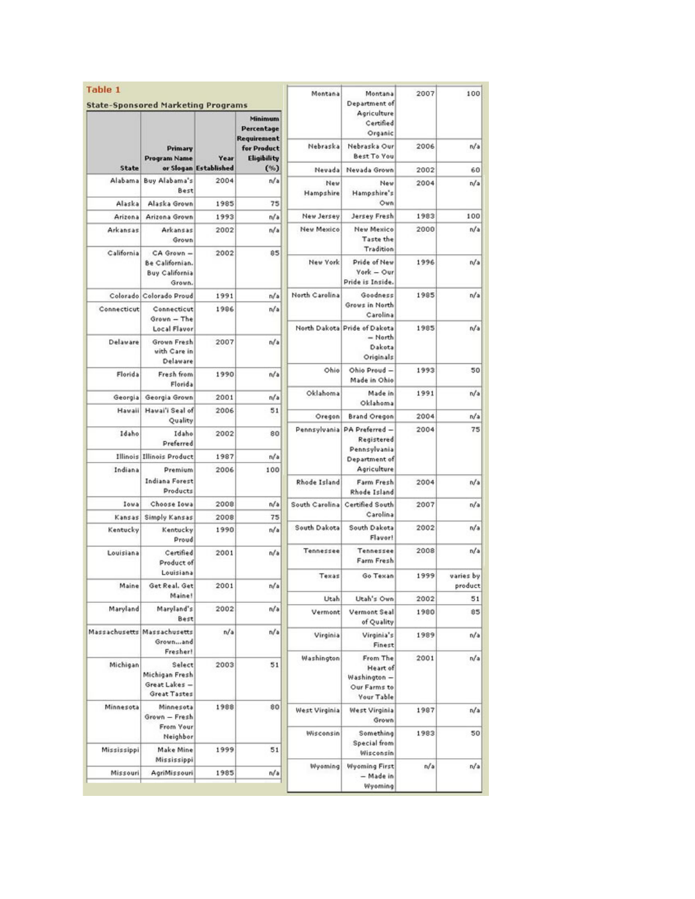**Table 1**

**State-Sponsored Marketing Programs**

| State | Primary Program Name or Slogan | Year Established | Minimum Percentage Requirement for Product Eligibility (%) |
|---|---|---|---|
| Alabama | Buy Alabama's Best | 2004 | n/a |
| Alaska | Alaska Grown | 1985 | 75 |
| Arizona | Arizona Grown | 1993 | n/a |
| Arkansas | Arkansas Grown | 2002 | n/a |
| California | CA Grown – Be Californian. Buy California Grown. | 2002 | 85 |
| Colorado | Colorado Proud | 1991 | n/a |
| Connecticut | Connecticut Grown – The Local Flavor | 1986 | n/a |
| Delaware | Grown Fresh with Care in Delaware | 2007 | n/a |
| Florida | Fresh from Florida | 1990 | n/a |
| Georgia | Georgia Grown | 2001 | n/a |
| Hawaii | Hawai'i Seal of Quality | 2006 | 51 |
| Idaho | Idaho Preferred | 2002 | 80 |
| Illinois | Illinois Product | 1987 | n/a |
| Indiana | Premium Indiana Forest Products | 2006 | 100 |
| Iowa | Choose Iowa | 2008 | n/a |
| Kansas | Simply Kansas | 2008 | 75 |
| Kentucky | Kentucky Proud | 1990 | n/a |
| Louisiana | Certified Product of Louisiana | 2001 | n/a |
| Maine | Get Real. Get Maine! | 2001 | n/a |
| Maryland | Maryland's Best | 2002 | n/a |
| Massachusetts | Massachusetts Grown...and Fresher! | n/a | n/a |
| Michigan | Select Michigan Fresh Great Lakes – Great Tastes | 2003 | 51 |
| Minnesota | Minnesota Grown – Fresh From Your Neighbor | 1988 | 80 |
| Mississippi | Make Mine Mississippi | 1999 | 51 |
| Missouri | AgriMissouri | 1985 | n/a |
| Montana | Montana Department of Agriculture Certified Organic | 2007 | 100 |
| Nebraska | Nebraska Our Best To You | 2006 | n/a |
| Nevada | Nevada Grown | 2002 | 60 |
| New Hampshire | New Hampshire's Own | 2004 | n/a |
| New Jersey | Jersey Fresh | 1983 | 100 |
| New Mexico | New Mexico Taste the Tradition | 2000 | n/a |
| New York | Pride of New York – Our Pride is Inside. | 1996 | n/a |
| North Carolina | Goodness Grows in North Carolina | 1985 | n/a |
| North Dakota | Pride of Dakota – North Dakota Originals | 1985 | n/a |
| Ohio | Ohio Proud – Made in Ohio | 1993 | 50 |
| Oklahoma | Made in Oklahoma | 1991 | n/a |
| Oregon | Brand Oregon | 2004 | n/a |
| Pennsylvania | PA Preferred – Registered Pennsylvania Department of Agriculture | 2004 | 75 |
| Rhode Island | Farm Fresh Rhode Island | 2004 | n/a |
| South Carolina | Certified South Carolina | 2007 | n/a |
| South Dakota | South Dakota Flavor! | 2002 | n/a |
| Tennessee | Tennessee Farm Fresh | 2008 | n/a |
| Texas | Go Texan | 1999 | varies by product |
| Utah | Utah's Own | 2002 | 51 |
| Vermont | Vermont Seal of Quality | 1980 | 85 |
| Virginia | Virginia's Finest | 1989 | n/a |
| Washington | From The Heart of Washington – Our Farms to Your Table | 2001 | n/a |
| West Virginia | West Virginia Grown | 1987 | n/a |
| Wisconsin | Something Special from Wisconsin | 1983 | 50 |
| Wyoming | Wyoming First – Made in Wyoming | n/a | n/a |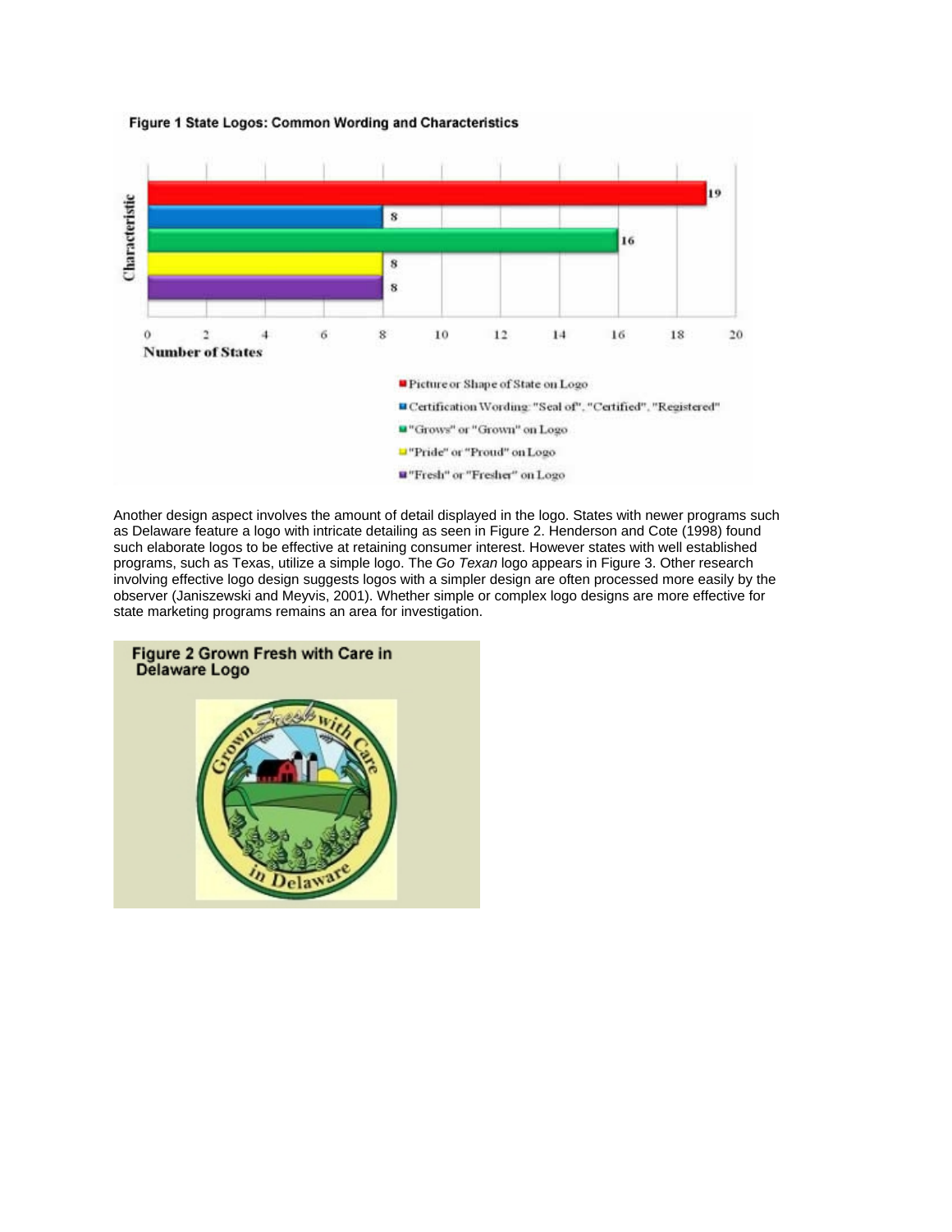**Figure 1 State Logos: Common Wording and Characteristics**

Another design aspect involves the amount of detail displayed in the logo. States with newer programs such as Delaware feature a logo with intricate detailing as seen in Figure 2. Henderson and Cote (1998) found such elaborate logos to be effective at retaining consumer interest. However states with well established programs, such as Texas, utilize a simple logo. The *Go Texan* logo appears in Figure 3. Other research involving effective logo design suggests logos with a simpler design are often processed more easily by the observer (Janiszewski and Meyvis, 2001). Whether simple or complex logo designs are more effective for state marketing programs remains an area for investigation.

**Figure 2 Grown Fresh with Care in Delaware Logo**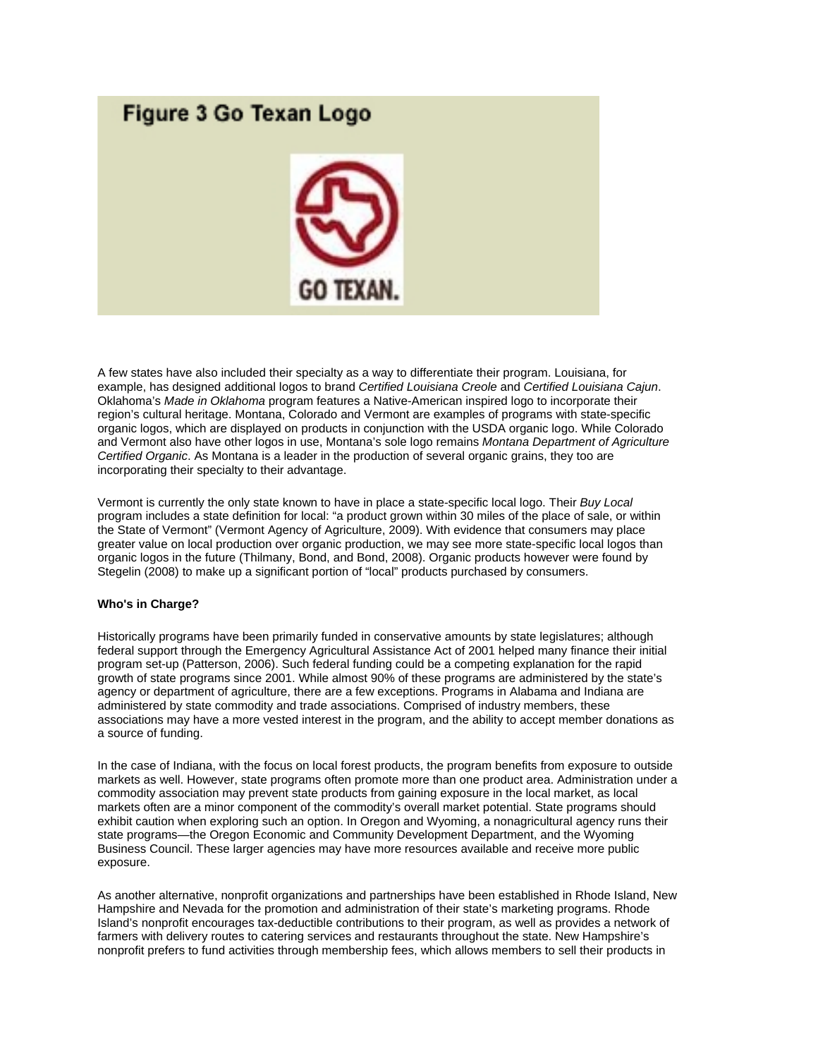**Figure 3 Go Texan Logo**

A few states have also included their specialty as a way to differentiate their program. Louisiana, for example, has designed additional logos to brand *Certified Louisiana Creole* and *Certified Louisiana Cajun*. Oklahoma's *Made in Oklahoma* program features a Native-American inspired logo to incorporate their region's cultural heritage. Montana, Colorado and Vermont are examples of programs with state-specific organic logos, which are displayed on products in conjunction with the USDA organic logo. While Colorado and Vermont also have other logos in use, Montana's sole logo remains *Montana Department of Agriculture Certified Organic*. As Montana is a leader in the production of several organic grains, they too are incorporating their specialty to their advantage.

Vermont is currently the only state known to have in place a state-specific local logo. Their *Buy Local* program includes a state definition for local: "a product grown within 30 miles of the place of sale, or within the State of Vermont" (Vermont Agency of Agriculture, 2009). With evidence that consumers may place greater value on local production over organic production, we may see more state-specific local logos than organic logos in the future (Thilmany, Bond, and Bond, 2008). Organic products however were found by Stegelin (2008) to make up a significant portion of "local" products purchased by consumers.

**Who's in Charge?**

Historically programs have been primarily funded in conservative amounts by state legislatures; although federal support through the Emergency Agricultural Assistance Act of 2001 helped many finance their initial program set-up (Patterson, 2006). Such federal funding could be a competing explanation for the rapid growth of state programs since 2001. While almost 90% of these programs are administered by the state's agency or department of agriculture, there are a few exceptions. Programs in Alabama and Indiana are administered by state commodity and trade associations. Comprised of industry members, these associations may have a more vested interest in the program, and the ability to accept member donations as a source of funding.

In the case of Indiana, with the focus on local forest products, the program benefits from exposure to outside markets as well. However, state programs often promote more than one product area. Administration under a commodity association may prevent state products from gaining exposure in the local market, as local markets often are a minor component of the commodity's overall market potential. State programs should exhibit caution when exploring such an option. In Oregon and Wyoming, a nonagricultural agency runs their state programs—the Oregon Economic and Community Development Department, and the Wyoming Business Council. These larger agencies may have more resources available and receive more public exposure.

As another alternative, nonprofit organizations and partnerships have been established in Rhode Island, New Hampshire and Nevada for the promotion and administration of their state's marketing programs. Rhode Island's nonprofit encourages tax-deductible contributions to their program, as well as provides a network of farmers with delivery routes to catering services and restaurants throughout the state. New Hampshire's nonprofit prefers to fund activities through membership fees, which allows members to sell their products in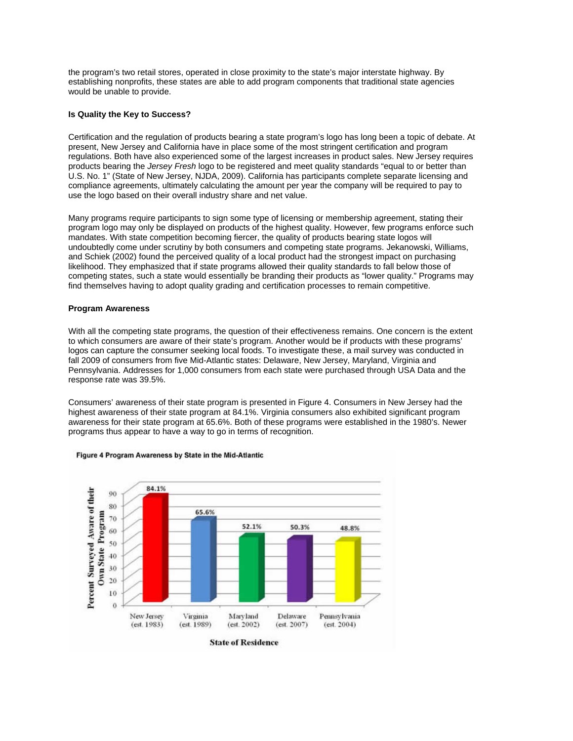the program's two retail stores, operated in close proximity to the state's major interstate highway. By establishing nonprofits, these states are able to add program components that traditional state agencies would be unable to provide.

**Is Quality the Key to Success?**

Certification and the regulation of products bearing a state program's logo has long been a topic of debate. At present, New Jersey and California have in place some of the most stringent certification and program regulations. Both have also experienced some of the largest increases in product sales. New Jersey requires products bearing the *Jersey Fresh* logo to be registered and meet quality standards "equal to or better than U.S. No. 1" (State of New Jersey, NJDA, 2009). California has participants complete separate licensing and compliance agreements, ultimately calculating the amount per year the company will be required to pay to use the logo based on their overall industry share and net value.

Many programs require participants to sign some type of licensing or membership agreement, stating their program logo may only be displayed on products of the highest quality. However, few programs enforce such mandates. With state competition becoming fiercer, the quality of products bearing state logos will undoubtedly come under scrutiny by both consumers and competing state programs. Jekanowski, Williams, and Schiek (2002) found the perceived quality of a local product had the strongest impact on purchasing likelihood. They emphasized that if state programs allowed their quality standards to fall below those of competing states, such a state would essentially be branding their products as "lower quality." Programs may find themselves having to adopt quality grading and certification processes to remain competitive.

**Program Awareness**

With all the competing state programs, the question of their effectiveness remains. One concern is the extent to which consumers are aware of their state's program. Another would be if products with these programs' logos can capture the consumer seeking local foods. To investigate these, a mail survey was conducted in fall 2009 of consumers from five Mid-Atlantic states: Delaware, New Jersey, Maryland, Virginia and Pennsylvania. Addresses for 1,000 consumers from each state were purchased through USA Data and the response rate was 39.5%.

Consumers' awareness of their state program is presented in Figure 4. Consumers in New Jersey had the highest awareness of their state program at 84.1%. Virginia consumers also exhibited significant program awareness for their state program at 65.6%. Both of these programs were established in the 1980's. Newer programs thus appear to have a way to go in terms of recognition.

**Figure 4 Program Awareness by State in the Mid-Atlantic**

| State of Residence | Percent Surveyed Aware of their Own State Program |
|---|---|
| New Jersey (est. 1983) | 84.1% |
| Virginia (est. 1989) | 65.6% |
| Maryland (est. 2002) | 52.1% |
| Delaware (est. 2007) | 50.3% |
| Pennsylvania (est. 2004) | 48.8% |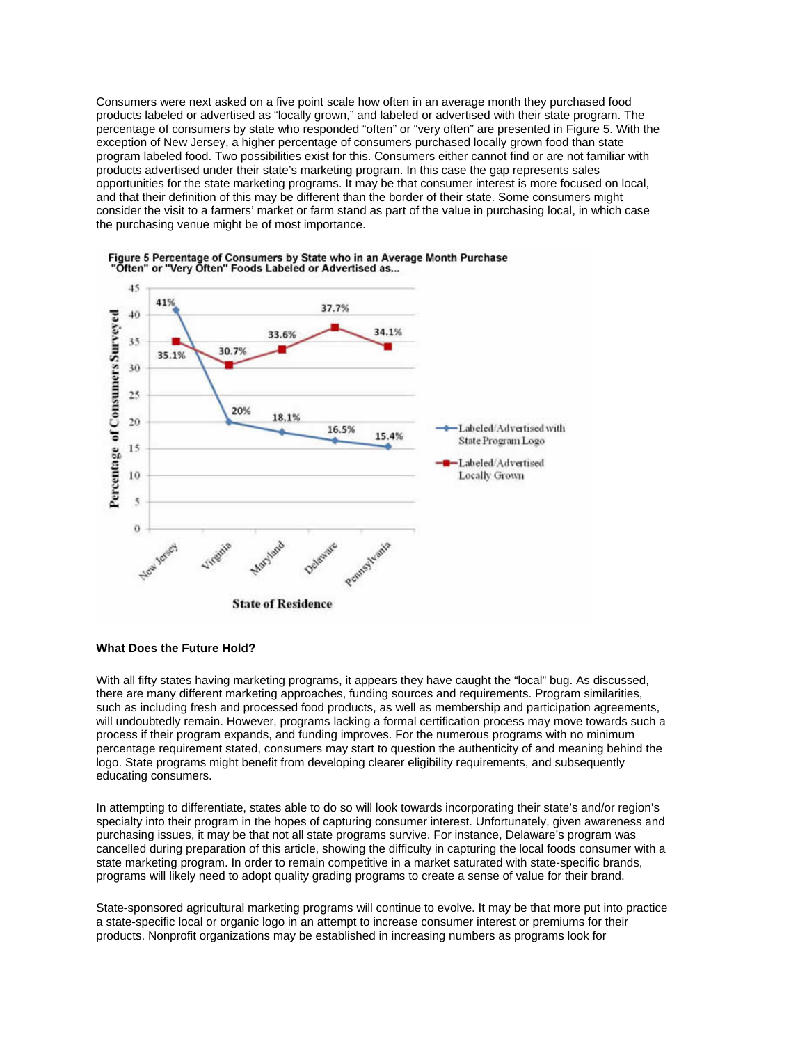Consumers were next asked on a five point scale how often in an average month they purchased food products labeled or advertised as "locally grown," and labeled or advertised with their state program. The percentage of consumers by state who responded "often" or "very often" are presented in Figure 5. With the exception of New Jersey, a higher percentage of consumers purchased locally grown food than state program labeled food. Two possibilities exist for this. Consumers either cannot find or are not familiar with products advertised under their state's marketing program. In this case the gap represents sales opportunities for the state marketing programs. It may be that consumer interest is more focused on local, and that their definition of this may be different than the border of their state. Some consumers might consider the visit to a farmers' market or farm stand as part of the value in purchasing local, in which case the purchasing venue might be of most importance.

**Figure 5 Percentage of Consumers by State who in an Average Month Purchase "Often" or "Very Often" Foods Labeled or Advertised as...**

| State of Residence | Labeled/Advertised with State Program Logo | Labeled/Advertised Locally Grown |
|---|---|---|
| New Jersey | 41% | 35.1% |
| Virginia | 20% | 30.7% |
| Maryland | 18.1% | 33.6% |
| Delaware | 16.5% | 37.7% |
| Pennsylvania | 15.4% | 34.1% |

### What Does the Future Hold?

With all fifty states having marketing programs, it appears they have caught the "local" bug. As discussed, there are many different marketing approaches, funding sources and requirements. Program similarities, such as including fresh and processed food products, as well as membership and participation agreements, will undoubtedly remain. However, programs lacking a formal certification process may move towards such a process if their program expands, and funding improves. For the numerous programs with no minimum percentage requirement stated, consumers may start to question the authenticity of and meaning behind the logo. State programs might benefit from developing clearer eligibility requirements, and subsequently educating consumers.

In attempting to differentiate, states able to do so will look towards incorporating their state's and/or region's specialty into their program in the hopes of capturing consumer interest. Unfortunately, given awareness and purchasing issues, it may be that not all state programs survive. For instance, Delaware's program was cancelled during preparation of this article, showing the difficulty in capturing the local foods consumer with a state marketing program. In order to remain competitive in a market saturated with state-specific brands, programs will likely need to adopt quality grading programs to create a sense of value for their brand.

State-sponsored agricultural marketing programs will continue to evolve. It may be that more put into practice a state-specific local or organic logo in an attempt to increase consumer interest or premiums for their products. Nonprofit organizations may be established in increasing numbers as programs look for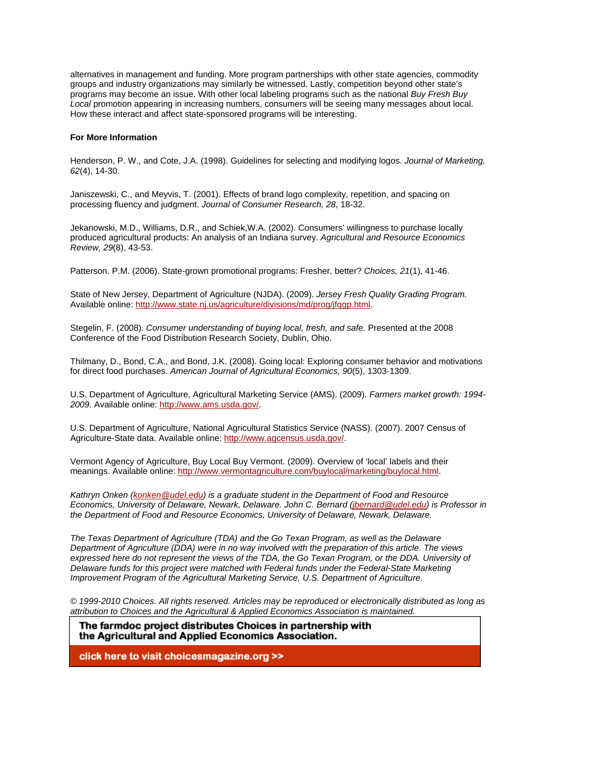alternatives in management and funding. More program partnerships with other state agencies, commodity groups and industry organizations may similarly be witnessed. Lastly, competition beyond other state's programs may become an issue. With other local labeling programs such as the national *Buy Fresh Buy Local* promotion appearing in increasing numbers, consumers will be seeing many messages about local. How these interact and affect state-sponsored programs will be interesting.

**For More Information**

Henderson, P. W., and Cote, J.A. (1998). Guidelines for selecting and modifying logos. *Journal of Marketing, 62*(4), 14-30.

Janiszewski, C., and Meyvis, T. (2001). Effects of brand logo complexity, repetition, and spacing on processing fluency and judgment. *Journal of Consumer Research, 28*, 18-32.

Jekanowski, M.D., Williams, D.R., and Schiek,W.A. (2002). Consumers' willingness to purchase locally produced agricultural products: An analysis of an Indiana survey. *Agricultural and Resource Economics Review, 29*(8), 43-53.

Patterson. P.M. (2006). State-grown promotional programs: Fresher, better? *Choices, 21*(1), 41-46.

State of New Jersey, Department of Agriculture (NJDA). (2009). *Jersey Fresh Quality Grading Program.* Available online: http://www.state.nj.us/agriculture/divisions/md/prog/jfqgp.html.

Stegelin, F. (2008). *Consumer understanding of buying local, fresh, and safe.* Presented at the 2008 Conference of the Food Distribution Research Society, Dublin, Ohio.

Thilmany, D., Bond, C.A., and Bond, J.K. (2008). Going local: Exploring consumer behavior and motivations for direct food purchases. *American Journal of Agricultural Economics, 90*(5), 1303-1309.

U.S. Department of Agriculture, Agricultural Marketing Service (AMS). (2009). *Farmers market growth: 1994-2009.* Available online: http://www.ams.usda.gov/.

U.S. Department of Agriculture, National Agricultural Statistics Service (NASS). (2007). 2007 Census of Agriculture-State data. Available online: http://www.agcensus.usda.gov/.

Vermont Agency of Agriculture, Buy Local Buy Vermont. (2009). Overview of 'local' labels and their meanings. Available online: http://www.vermontagriculture.com/buylocal/marketing/buylocal.html.

*Kathryn Onken (konken@udel.edu) is a graduate student in the Department of Food and Resource Economics, University of Delaware, Newark, Delaware. John C. Bernard (jbernard@udel.edu) is Professor in the Department of Food and Resource Economics, University of Delaware, Newark, Delaware.*

*The Texas Department of Agriculture (TDA) and the Go Texan Program, as well as the Delaware Department of Agriculture (DDA) were in no way involved with the preparation of this article. The views expressed here do not represent the views of the TDA, the Go Texan Program, or the DDA. University of Delaware funds for this project were matched with Federal funds under the Federal-State Marketing Improvement Program of the Agricultural Marketing Service, U.S. Department of Agriculture.*

*© 1999-2010 Choices. All rights reserved. Articles may be reproduced or electronically distributed as long as attribution to Choices and the Agricultural & Applied Economics Association is maintained.*

**The farmdoc project distributes Choices in partnership with the Agricultural and Applied Economics Association.**

**click here to visit choicesmagazine.org >>**